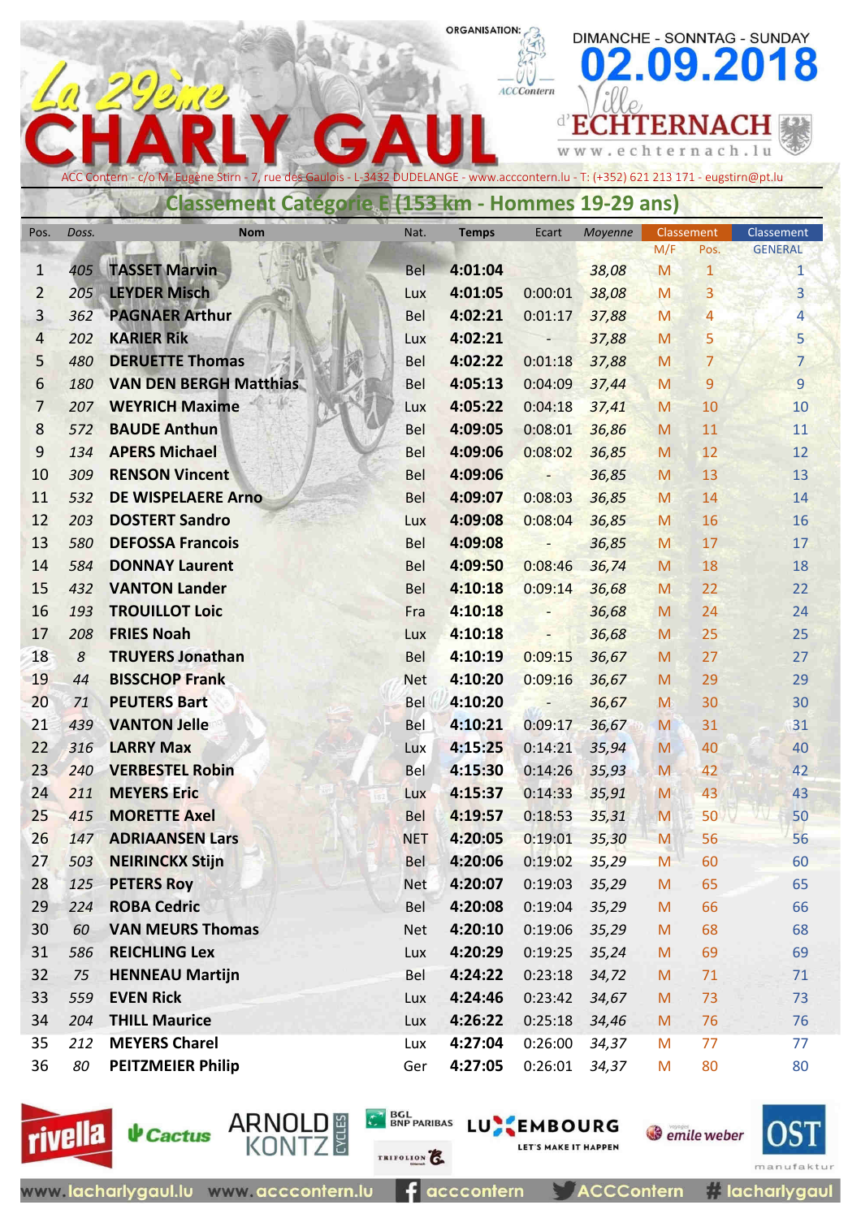# La 29ème CHARLY GAUL

ORGANISATION: ACCContern

DIMANCHE - SONNTAG - SUNDAY **02.09.2018**

Ville d'ECHTERNACH www.echternach.lu

ACC Contern - c/o M. Eugène Stirn - 7, rue des Gaulois - L-3432 DUDELANGE - www.acccontern.lu - T: (+352) 621 213 171 - eugstirn@pt.lu

## Classement Catégorie E (153 km - Hommes 19-29 ans)

| Pos. | Doss. | Nom | Nat. | Temps | Ecart | Moyenne | Classement M/F | Classement Pos. | Classement GENERAL |
|---|---|---|---|---|---|---|---|---|---|
| 1 | 405 | TASSET Marvin | Bel | 4:01:04 | | 38,08 | M | 1 | 1 |
| 2 | 205 | LEYDER Misch | Lux | 4:01:05 | 0:00:01 | 38,08 | M | 3 | 3 |
| 3 | 362 | PAGNAER Arthur | Bel | 4:02:21 | 0:01:17 | 37,88 | M | 4 | 4 |
| 4 | 202 | KARIER Rik | Lux | 4:02:21 | - | 37,88 | M | 5 | 5 |
| 5 | 480 | DERUETTE Thomas | Bel | 4:02:22 | 0:01:18 | 37,88 | M | 7 | 7 |
| 6 | 180 | VAN DEN BERGH Matthias | Bel | 4:05:13 | 0:04:09 | 37,44 | M | 9 | 9 |
| 7 | 207 | WEYRICH Maxime | Lux | 4:05:22 | 0:04:18 | 37,41 | M | 10 | 10 |
| 8 | 572 | BAUDE Anthun | Bel | 4:09:05 | 0:08:01 | 36,86 | M | 11 | 11 |
| 9 | 134 | APERS Michael | Bel | 4:09:06 | 0:08:02 | 36,85 | M | 12 | 12 |
| 10 | 309 | RENSON Vincent | Bel | 4:09:06 | - | 36,85 | M | 13 | 13 |
| 11 | 532 | DE WISPELAERE Arno | Bel | 4:09:07 | 0:08:03 | 36,85 | M | 14 | 14 |
| 12 | 203 | DOSTERT Sandro | Lux | 4:09:08 | 0:08:04 | 36,85 | M | 16 | 16 |
| 13 | 580 | DEFOSSA Francois | Bel | 4:09:08 | - | 36,85 | M | 17 | 17 |
| 14 | 584 | DONNAY Laurent | Bel | 4:09:50 | 0:08:46 | 36,74 | M | 18 | 18 |
| 15 | 432 | VANTON Lander | Bel | 4:10:18 | 0:09:14 | 36,68 | M | 22 | 22 |
| 16 | 193 | TROUILLOT Loic | Fra | 4:10:18 | - | 36,68 | M | 24 | 24 |
| 17 | 208 | FRIES Noah | Lux | 4:10:18 | - | 36,68 | M | 25 | 25 |
| 18 | 8 | TRUYERS Jonathan | Bel | 4:10:19 | 0:09:15 | 36,67 | M | 27 | 27 |
| 19 | 44 | BISSCHOP Frank | Net | 4:10:20 | 0:09:16 | 36,67 | M | 29 | 29 |
| 20 | 71 | PEUTERS Bart | Bel | 4:10:20 | - | 36,67 | M | 30 | 30 |
| 21 | 439 | VANTON Jelle | Bel | 4:10:21 | 0:09:17 | 36,67 | M | 31 | 31 |
| 22 | 316 | LARRY Max | Lux | 4:15:25 | 0:14:21 | 35,94 | M | 40 | 40 |
| 23 | 240 | VERBESTEL Robin | Bel | 4:15:30 | 0:14:26 | 35,93 | M | 42 | 42 |
| 24 | 211 | MEYERS Eric | Lux | 4:15:37 | 0:14:33 | 35,91 | M | 43 | 43 |
| 25 | 415 | MORETTE Axel | Bel | 4:19:57 | 0:18:53 | 35,31 | M | 50 | 50 |
| 26 | 147 | ADRIAANSEN Lars | NET | 4:20:05 | 0:19:01 | 35,30 | M | 56 | 56 |
| 27 | 503 | NEIRINCKX Stijn | Bel | 4:20:06 | 0:19:02 | 35,29 | M | 60 | 60 |
| 28 | 125 | PETERS Roy | Net | 4:20:07 | 0:19:03 | 35,29 | M | 65 | 65 |
| 29 | 224 | ROBA Cedric | Bel | 4:20:08 | 0:19:04 | 35,29 | M | 66 | 66 |
| 30 | 60 | VAN MEURS Thomas | Net | 4:20:10 | 0:19:06 | 35,29 | M | 68 | 68 |
| 31 | 586 | REICHLING Lex | Lux | 4:20:29 | 0:19:25 | 35,24 | M | 69 | 69 |
| 32 | 75 | HENNEAU Martijn | Bel | 4:24:22 | 0:23:18 | 34,72 | M | 71 | 71 |
| 33 | 559 | EVEN Rick | Lux | 4:24:46 | 0:23:42 | 34,67 | M | 73 | 73 |
| 34 | 204 | THILL Maurice | Lux | 4:26:22 | 0:25:18 | 34,46 | M | 76 | 76 |
| 35 | 212 | MEYERS Charel | Lux | 4:27:04 | 0:26:00 | 34,37 | M | 77 | 77 |
| 36 | 80 | PEITZMEIER Philip | Ger | 4:27:05 | 0:26:01 | 34,37 | M | 80 | 80 |

rivella · Cactus · ARNOLD KONTZ CYCLES · BGL BNP PARIBAS · TRIFOLION · LUXEMBOURG LET'S MAKE IT HAPPEN · emile weber · OST manufaktur

www.lacharlygaul.lu www.acccontern.lu acccontern ACCContern # lacharlygaul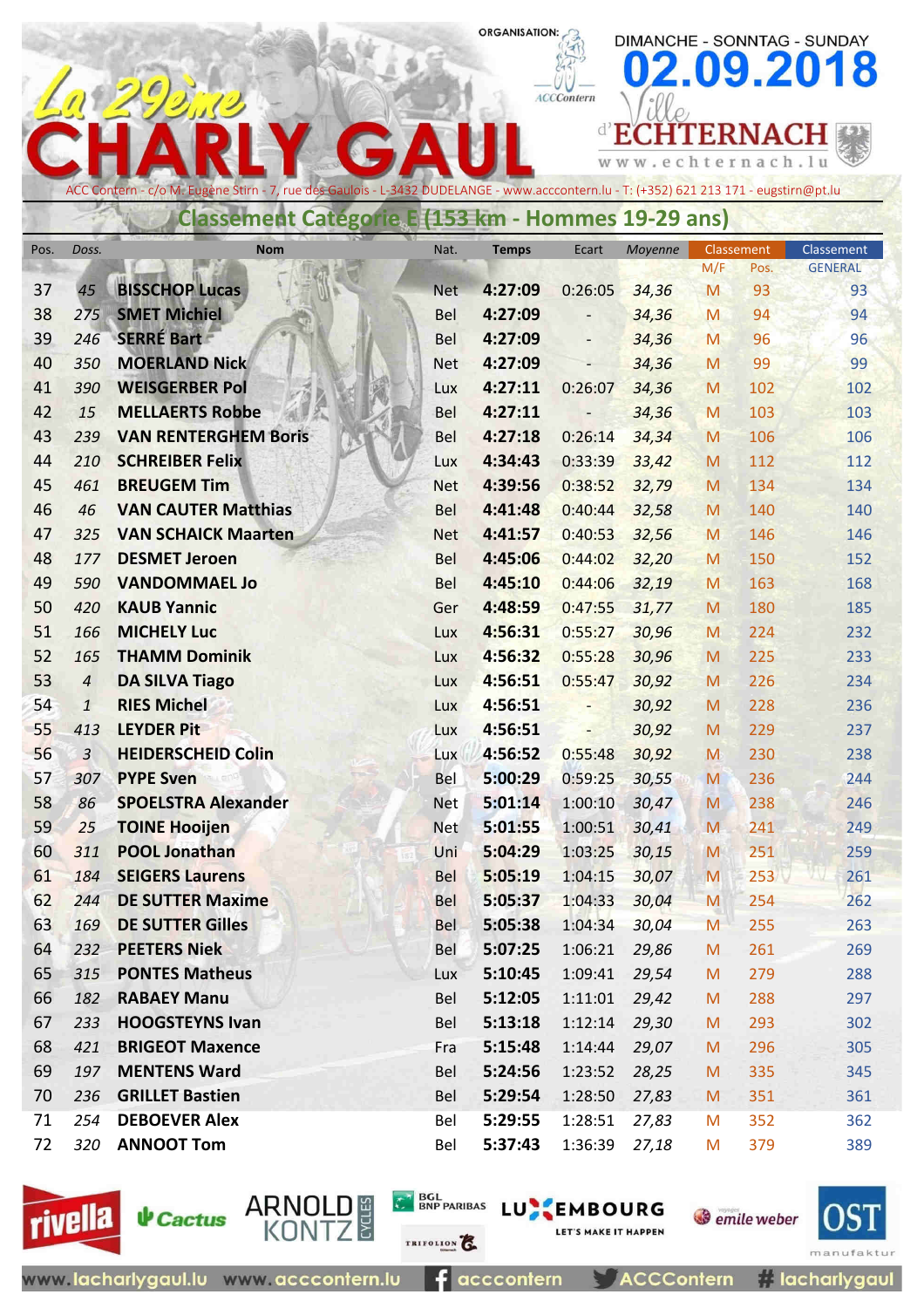# La 29ème CHARLY GAUL

ORGANISATION: ACCContern

DIMANCHE - SONNTAG - SUNDAY **02.09.2018**

Ville d'ECHTERNACH www.echternach.lu

ACC Contern - c/o M. Eugène Stirn - 7, rue des Gaulois - L-3432 DUDELANGE - www.acccontern.lu - T: (+352) 621 213 171 - eugstirn@pt.lu

## Classement Catégorie E (153 km - Hommes 19-29 ans)

| Pos. | Doss. | Nom | Nat. | Temps | Ecart | Moyenne | Classement M/F | Pos. | Classement GENERAL |
|---|---|---|---|---|---|---|---|---|---|
| 37 | 45 | BISSCHOP Lucas | Net | 4:27:09 | 0:26:05 | 34,36 | M | 93 | 93 |
| 38 | 275 | SMET Michiel | Bel | 4:27:09 | - | 34,36 | M | 94 | 94 |
| 39 | 246 | SERRÉ Bart | Bel | 4:27:09 | - | 34,36 | M | 96 | 96 |
| 40 | 350 | MOERLAND Nick | Net | 4:27:09 | - | 34,36 | M | 99 | 99 |
| 41 | 390 | WEISGERBER Pol | Lux | 4:27:11 | 0:26:07 | 34,36 | M | 102 | 102 |
| 42 | 15 | MELLAERTS Robbe | Bel | 4:27:11 | - | 34,36 | M | 103 | 103 |
| 43 | 239 | VAN RENTERGHEM Boris | Bel | 4:27:18 | 0:26:14 | 34,34 | M | 106 | 106 |
| 44 | 210 | SCHREIBER Felix | Lux | 4:34:43 | 0:33:39 | 33,42 | M | 112 | 112 |
| 45 | 461 | BREUGEM Tim | Net | 4:39:56 | 0:38:52 | 32,79 | M | 134 | 134 |
| 46 | 46 | VAN CAUTER Matthias | Bel | 4:41:48 | 0:40:44 | 32,58 | M | 140 | 140 |
| 47 | 325 | VAN SCHAICK Maarten | Net | 4:41:57 | 0:40:53 | 32,56 | M | 146 | 146 |
| 48 | 177 | DESMET Jeroen | Bel | 4:45:06 | 0:44:02 | 32,20 | M | 150 | 152 |
| 49 | 590 | VANDOMMAEL Jo | Bel | 4:45:10 | 0:44:06 | 32,19 | M | 163 | 168 |
| 50 | 420 | KAUB Yannic | Ger | 4:48:59 | 0:47:55 | 31,77 | M | 180 | 185 |
| 51 | 166 | MICHELY Luc | Lux | 4:56:31 | 0:55:27 | 30,96 | M | 224 | 232 |
| 52 | 165 | THAMM Dominik | Lux | 4:56:32 | 0:55:28 | 30,96 | M | 225 | 233 |
| 53 | 4 | DA SILVA Tiago | Lux | 4:56:51 | 0:55:47 | 30,92 | M | 226 | 234 |
| 54 | 1 | RIES Michel | Lux | 4:56:51 | - | 30,92 | M | 228 | 236 |
| 55 | 413 | LEYDER Pit | Lux | 4:56:51 | - | 30,92 | M | 229 | 237 |
| 56 | 3 | HEIDERSCHEID Colin | Lux | 4:56:52 | 0:55:48 | 30,92 | M | 230 | 238 |
| 57 | 307 | PYPE Sven | Bel | 5:00:29 | 0:59:25 | 30,55 | M | 236 | 244 |
| 58 | 86 | SPOELSTRA Alexander | Net | 5:01:14 | 1:00:10 | 30,47 | M | 238 | 246 |
| 59 | 25 | TOINE Hooijen | Net | 5:01:55 | 1:00:51 | 30,41 | M | 241 | 249 |
| 60 | 311 | POOL Jonathan | Uni | 5:04:29 | 1:03:25 | 30,15 | M | 251 | 259 |
| 61 | 184 | SEIGERS Laurens | Bel | 5:05:19 | 1:04:15 | 30,07 | M | 253 | 261 |
| 62 | 244 | DE SUTTER Maxime | Bel | 5:05:37 | 1:04:33 | 30,04 | M | 254 | 262 |
| 63 | 169 | DE SUTTER Gilles | Bel | 5:05:38 | 1:04:34 | 30,04 | M | 255 | 263 |
| 64 | 232 | PEETERS Niek | Bel | 5:07:25 | 1:06:21 | 29,86 | M | 261 | 269 |
| 65 | 315 | PONTES Matheus | Lux | 5:10:45 | 1:09:41 | 29,54 | M | 279 | 288 |
| 66 | 182 | RABAEY Manu | Bel | 5:12:05 | 1:11:01 | 29,42 | M | 288 | 297 |
| 67 | 233 | HOOGSTEYNS Ivan | Bel | 5:13:18 | 1:12:14 | 29,30 | M | 293 | 302 |
| 68 | 421 | BRIGEOT Maxence | Fra | 5:15:48 | 1:14:44 | 29,07 | M | 296 | 305 |
| 69 | 197 | MENTENS Ward | Bel | 5:24:56 | 1:23:52 | 28,25 | M | 335 | 345 |
| 70 | 236 | GRILLET Bastien | Bel | 5:29:54 | 1:28:50 | 27,83 | M | 351 | 361 |
| 71 | 254 | DEBOEVER Alex | Bel | 5:29:55 | 1:28:51 | 27,83 | M | 352 | 362 |
| 72 | 320 | ANNOOT Tom | Bel | 5:37:43 | 1:36:39 | 27,18 | M | 379 | 389 |

rivella · Cactus · ARNOLD KONTZ CYCLES · BGL BNP PARIBAS · TRIFOLION · LUXEMBOURG LET'S MAKE IT HAPPEN · emile weber · OST manufaktur

www.lacharlygaul.lu www.acccontern.lu acccontern ACCContern # lacharlygaul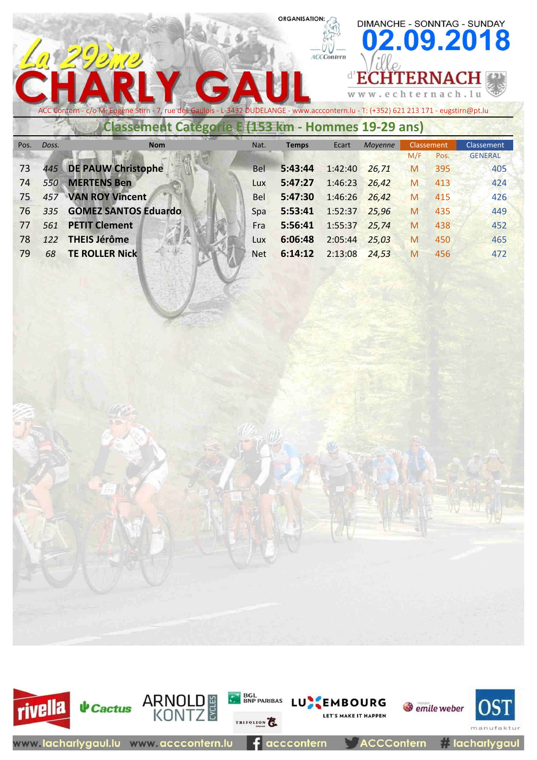La 29ème CHARLY GAUL

ORGANISATION: ACCContern

DIMANCHE - SONNTAG - SUNDAY 02.09.2018

Ville d'ECHTERNACH www.echternach.lu

ACC Contern - c/o M. Eugène Stirn - 7, rue des Gaulois - L-3432 DUDELANGE - www.acccontern.lu - T: (+352) 621 213 171 - eugstirn@pt.lu

## Classement Catégorie E (153 km - Hommes 19-29 ans)

| Pos. | Doss. | Nom | Nat. | Temps | Ecart | Moyenne | Classement M/F | Classement Pos. | Classement GENERAL |
|---|---|---|---|---|---|---|---|---|---|
| 73 | 445 | DE PAUW Christophe | Bel | 5:43:44 | 1:42:40 | 26,71 | M | 395 | 405 |
| 74 | 550 | MERTENS Ben | Lux | 5:47:27 | 1:46:23 | 26,42 | M | 413 | 424 |
| 75 | 457 | VAN ROY Vincent | Bel | 5:47:30 | 1:46:26 | 26,42 | M | 415 | 426 |
| 76 | 335 | GOMEZ SANTOS Eduardo | Spa | 5:53:41 | 1:52:37 | 25,96 | M | 435 | 449 |
| 77 | 561 | PETIT Clement | Fra | 5:56:41 | 1:55:37 | 25,74 | M | 438 | 452 |
| 78 | 122 | THEIS Jérôme | Lux | 6:06:48 | 2:05:44 | 25,03 | M | 450 | 465 |
| 79 | 68 | TE ROLLER Nick | Net | 6:14:12 | 2:13:08 | 24,53 | M | 456 | 472 |

rivella · Cactus · ARNOLD KONTZ CYCLES · BGL BNP PARIBAS · TRIFOLION · LUXEMBOURG LET'S MAKE IT HAPPEN · emile weber · OST manufaktur

www.lacharlygaul.lu www.acccontern.lu acccontern ACCContern # lacharlygaul